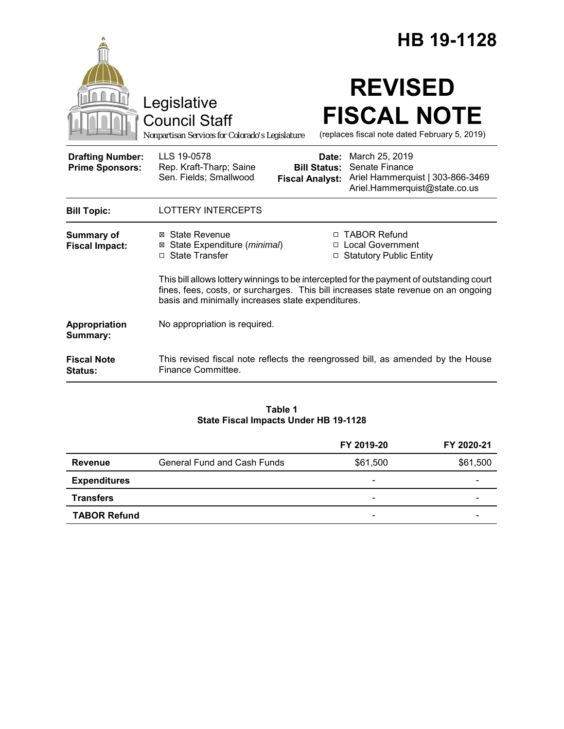# HB 19-1128

Legislative Council Staff

*Nonpartisan Services for Colorado's Legislature*

# REVISED FISCAL NOTE

(replaces fiscal note dated February 5, 2019)

| | | | |
|---|---|---|---|
| **Drafting Number:** | LLS 19-0578 | **Date:** | March 25, 2019 |
| **Prime Sponsors:** | Rep. Kraft-Tharp; Saine<br>Sen. Fields; Smallwood | **Bill Status:** | Senate Finance |
| | | **Fiscal Analyst:** | Ariel Hammerquist \| 303-866-3469<br>Ariel.Hammerquist@state.co.us |

**Bill Topic:** LOTTERY INTERCEPTS

**Summary of Fiscal Impact:**

- ☒ State Revenue
- ☒ State Expenditure (*minimal*)
- ☐ State Transfer
- ☐ TABOR Refund
- ☐ Local Government
- ☐ Statutory Public Entity

This bill allows lottery winnings to be intercepted for the payment of outstanding court fines, fees, costs, or surcharges. This bill increases state revenue on an ongoing basis and minimally increases state expenditures.

**Appropriation Summary:** No appropriation is required.

**Fiscal Note Status:** This revised fiscal note reflects the reengrossed bill, as amended by the House Finance Committee.

**Table 1**
**State Fiscal Impacts Under HB 19-1128**

| | | FY 2019-20 | FY 2020-21 |
|---|---|---|---|
| **Revenue** | General Fund and Cash Funds | $61,500 | $61,500 |
| **Expenditures** | | - | - |
| **Transfers** | | - | - |
| **TABOR Refund** | | - | - |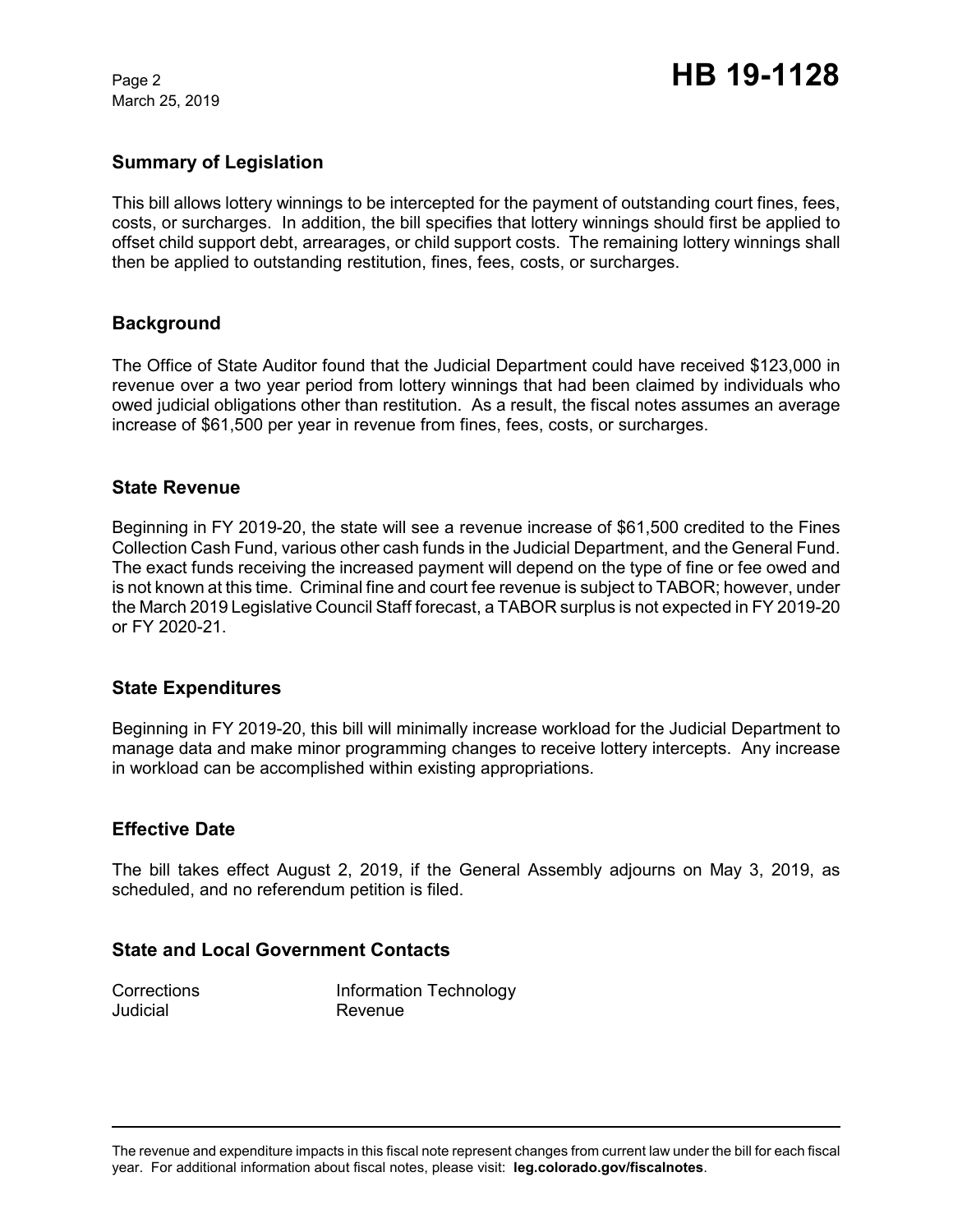## Summary of Legislation

This bill allows lottery winnings to be intercepted for the payment of outstanding court fines, fees, costs, or surcharges. In addition, the bill specifies that lottery winnings should first be applied to offset child support debt, arrearages, or child support costs. The remaining lottery winnings shall then be applied to outstanding restitution, fines, fees, costs, or surcharges.

## Background

The Office of State Auditor found that the Judicial Department could have received $123,000 in revenue over a two year period from lottery winnings that had been claimed by individuals who owed judicial obligations other than restitution. As a result, the fiscal notes assumes an average increase of $61,500 per year in revenue from fines, fees, costs, or surcharges.

## State Revenue

Beginning in FY 2019-20, the state will see a revenue increase of $61,500 credited to the Fines Collection Cash Fund, various other cash funds in the Judicial Department, and the General Fund. The exact funds receiving the increased payment will depend on the type of fine or fee owed and is not known at this time. Criminal fine and court fee revenue is subject to TABOR; however, under the March 2019 Legislative Council Staff forecast, a TABOR surplus is not expected in FY 2019-20 or FY 2020-21.

## State Expenditures

Beginning in FY 2019-20, this bill will minimally increase workload for the Judicial Department to manage data and make minor programming changes to receive lottery intercepts. Any increase in workload can be accomplished within existing appropriations.

## Effective Date

The bill takes effect August 2, 2019, if the General Assembly adjourns on May 3, 2019, as scheduled, and no referendum petition is filed.

## State and Local Government Contacts

| | |
|---|---|
| Corrections | Information Technology |
| Judicial | Revenue |

The revenue and expenditure impacts in this fiscal note represent changes from current law under the bill for each fiscal year. For additional information about fiscal notes, please visit: **leg.colorado.gov/fiscalnotes**.